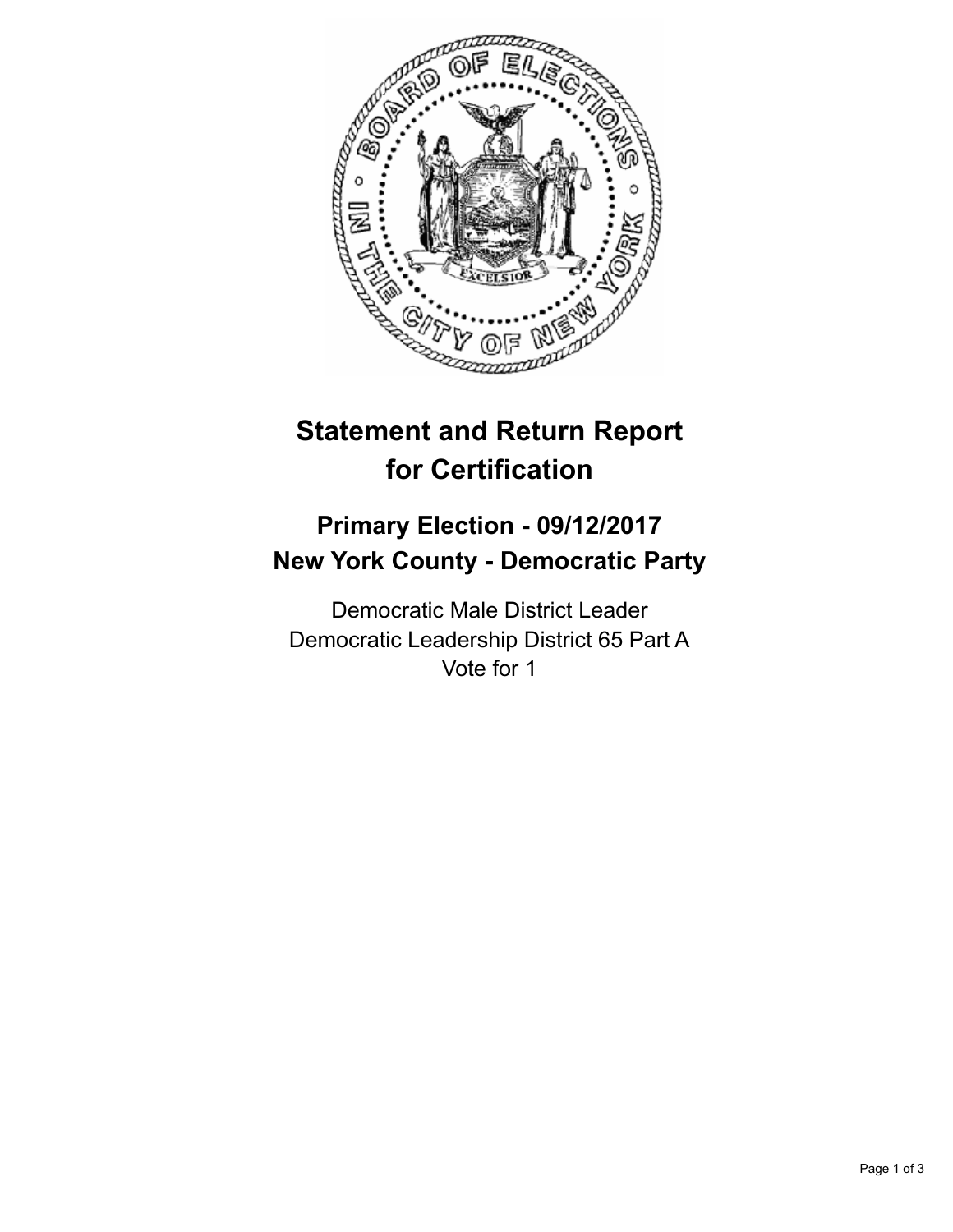# Statement and Return Report for Certification

## Primary Election - 09/12/2017
## New York County - Democratic Party

Democratic Male District Leader
Democratic Leadership District 65 Part A
Vote for 1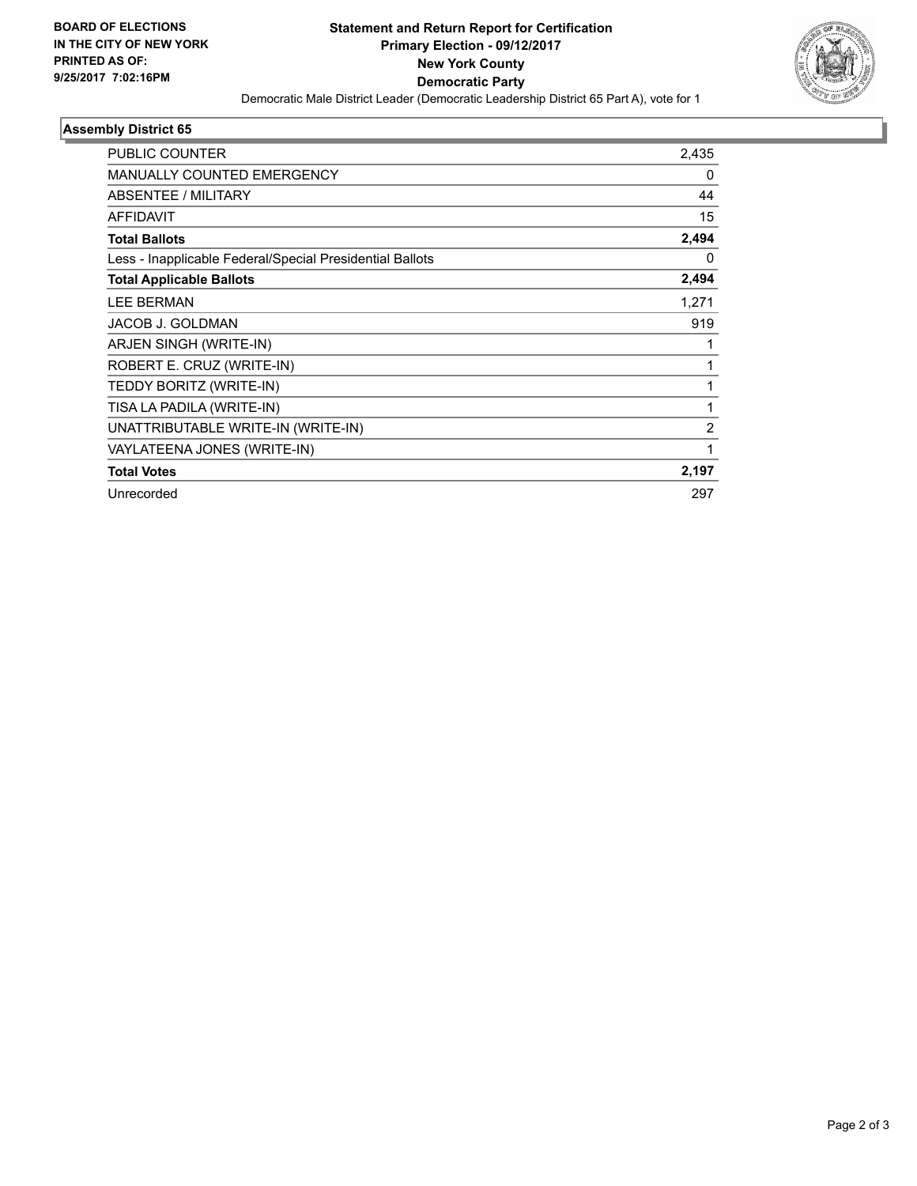**BOARD OF ELECTIONS IN THE CITY OF NEW YORK PRINTED AS OF: 9/25/2017 7:02:16PM**

# Statement and Return Report for Certification
## Primary Election - 09/12/2017
## New York County
## Democratic Party

Democratic Male District Leader (Democratic Leadership District 65 Part A), vote for 1

### Assembly District 65

| | |
|---|---|
| PUBLIC COUNTER | 2,435 |
| MANUALLY COUNTED EMERGENCY | 0 |
| ABSENTEE / MILITARY | 44 |
| AFFIDAVIT | 15 |
| **Total Ballots** | **2,494** |
| Less - Inapplicable Federal/Special Presidential Ballots | 0 |
| **Total Applicable Ballots** | **2,494** |
| LEE BERMAN | 1,271 |
| JACOB J. GOLDMAN | 919 |
| ARJEN SINGH (WRITE-IN) | 1 |
| ROBERT E. CRUZ (WRITE-IN) | 1 |
| TEDDY BORITZ (WRITE-IN) | 1 |
| TISA LA PADILA (WRITE-IN) | 1 |
| UNATTRIBUTABLE WRITE-IN (WRITE-IN) | 2 |
| VAYLATEENA JONES (WRITE-IN) | 1 |
| **Total Votes** | **2,197** |
| Unrecorded | 297 |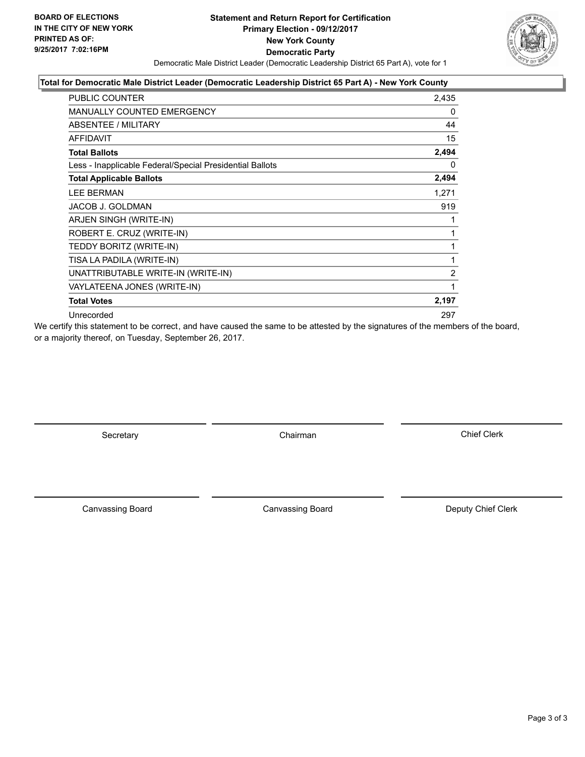**BOARD OF ELECTIONS IN THE CITY OF NEW YORK PRINTED AS OF: 9/25/2017 7:02:16PM**

**Statement and Return Report for Certification**
**Primary Election - 09/12/2017**
**New York County**
**Democratic Party**

Democratic Male District Leader (Democratic Leadership District 65 Part A), vote for 1

**Total for Democratic Male District Leader (Democratic Leadership District 65 Part A) - New York County**

| | |
|---|---|
| PUBLIC COUNTER | 2,435 |
| MANUALLY COUNTED EMERGENCY | 0 |
| ABSENTEE / MILITARY | 44 |
| AFFIDAVIT | 15 |
| **Total Ballots** | **2,494** |
| Less - Inapplicable Federal/Special Presidential Ballots | 0 |
| **Total Applicable Ballots** | **2,494** |
| LEE BERMAN | 1,271 |
| JACOB J. GOLDMAN | 919 |
| ARJEN SINGH (WRITE-IN) | 1 |
| ROBERT E. CRUZ (WRITE-IN) | 1 |
| TEDDY BORITZ (WRITE-IN) | 1 |
| TISA LA PADILA (WRITE-IN) | 1 |
| UNATTRIBUTABLE WRITE-IN (WRITE-IN) | 2 |
| VAYLATEENA JONES (WRITE-IN) | 1 |
| **Total Votes** | **2,197** |
| Unrecorded | 297 |

We certify this statement to be correct, and have caused the same to be attested by the signatures of the members of the board, or a majority thereof, on Tuesday, September 26, 2017.

Secretary

Chairman

Chief Clerk

Canvassing Board

Canvassing Board

Deputy Chief Clerk